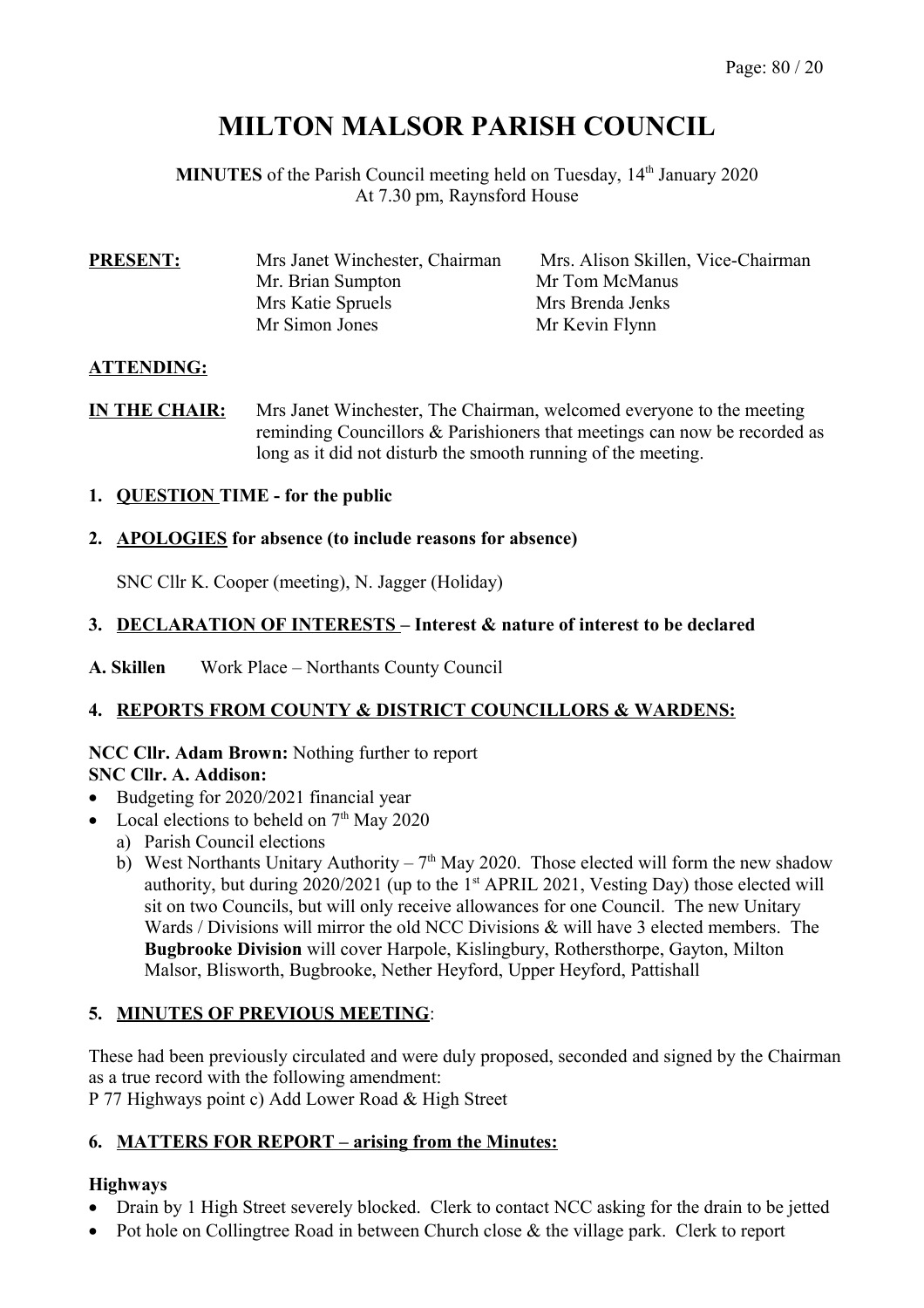# MILTON MALSOR PARISH COUNCIL

**MINUTES** of the Parish Council meeting held on Tuesday, 14th January 2020
At 7.30 pm, Raynsford House

**PRESENT:**

| | |
|---|---|
| Mrs Janet Winchester, Chairman | Mrs. Alison Skillen, Vice-Chairman |
| Mr. Brian Sumpton | Mr Tom McManus |
| Mrs Katie Spruels | Mrs Brenda Jenks |
| Mr Simon Jones | Mr Kevin Flynn |

**ATTENDING:**

**IN THE CHAIR:** Mrs Janet Winchester, The Chairman, welcomed everyone to the meeting reminding Councillors & Parishioners that meetings can now be recorded as long as it did not disturb the smooth running of the meeting.

1. **QUESTION TIME - for the public**

2. **APOLOGIES for absence (to include reasons for absence)**

   SNC Cllr K. Cooper (meeting), N. Jagger (Holiday)

3. **DECLARATION OF INTERESTS – Interest & nature of interest to be declared**

**A. Skillen** Work Place – Northants County Council

4. **REPORTS FROM COUNTY & DISTRICT COUNCILLORS & WARDENS:**

**NCC Cllr. Adam Brown:** Nothing further to report

**SNC Cllr. A. Addison:**

- Budgeting for 2020/2021 financial year
- Local elections to beheld on 7th May 2020
  - a) Parish Council elections
  - b) West Northants Unitary Authority – 7th May 2020. Those elected will form the new shadow authority, but during 2020/2021 (up to the 1st APRIL 2021, Vesting Day) those elected will sit on two Councils, but will only receive allowances for one Council. The new Unitary Wards / Divisions will mirror the old NCC Divisions & will have 3 elected members. The **Bugbrooke Division** will cover Harpole, Kislingbury, Rothersthorpe, Gayton, Milton Malsor, Blisworth, Bugbrooke, Nether Heyford, Upper Heyford, Pattishall

5. **MINUTES OF PREVIOUS MEETING**:

These had been previously circulated and were duly proposed, seconded and signed by the Chairman as a true record with the following amendment:
P 77 Highways point c) Add Lower Road & High Street

6. **MATTERS FOR REPORT – arising from the Minutes:**

**Highways**

- Drain by 1 High Street severely blocked. Clerk to contact NCC asking for the drain to be jetted
- Pot hole on Collingtree Road in between Church close & the village park. Clerk to report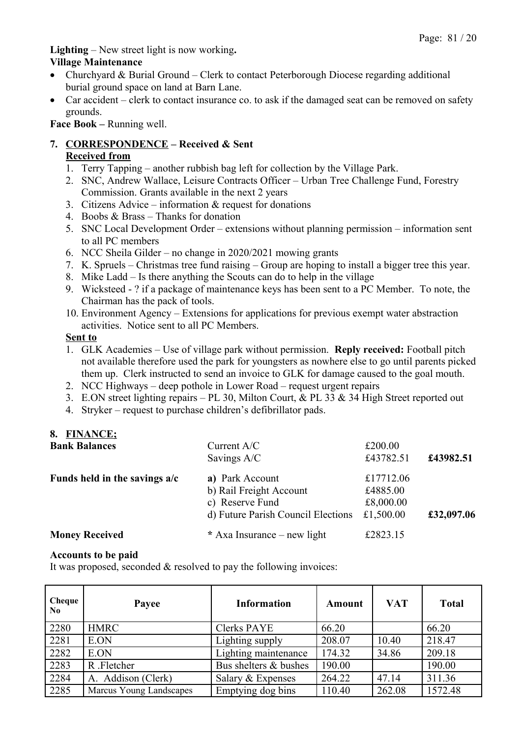**Lighting** – New street light is now working**.**

**Village Maintenance**

- Churchyard & Burial Ground – Clerk to contact Peterborough Diocese regarding additional burial ground space on land at Barn Lane.
- Car accident – clerk to contact insurance co. to ask if the damaged seat can be removed on safety grounds.

**Face Book –** Running well.

## 7. CORRESPONDENCE – Received & Sent

**Received from**

1. Terry Tapping – another rubbish bag left for collection by the Village Park.
2. SNC, Andrew Wallace, Leisure Contracts Officer – Urban Tree Challenge Fund, Forestry Commission. Grants available in the next 2 years
3. Citizens Advice – information & request for donations
4. Boobs & Brass – Thanks for donation
5. SNC Local Development Order – extensions without planning permission – information sent to all PC members
6. NCC Sheila Gilder – no change in 2020/2021 mowing grants
7. K. Spruels – Christmas tree fund raising – Group are hoping to install a bigger tree this year.
8. Mike Ladd – Is there anything the Scouts can do to help in the village
9. Wicksteed - ? if a package of maintenance keys has been sent to a PC Member. To note, the Chairman has the pack of tools.
10. Environment Agency – Extensions for applications for previous exempt water abstraction activities. Notice sent to all PC Members.

**Sent to**

1. GLK Academies – Use of village park without permission. **Reply received:** Football pitch not available therefore used the park for youngsters as nowhere else to go until parents picked them up. Clerk instructed to send an invoice to GLK for damage caused to the goal mouth.
2. NCC Highways – deep pothole in Lower Road – request urgent repairs
3. E.ON street lighting repairs – PL 30, Milton Court, & PL 33 & 34 High Street reported out
4. Stryker – request to purchase children's defibrillator pads.

## 8. FINANCE;

| | | | |
|---|---|---|---|
| **Bank Balances** | Current A/C | £200.00 | |
| | Savings A/C | £43782.51 | **£43982.51** |
| **Funds held in the savings a/c** | a) Park Account | £17712.06 | |
| | b) Rail Freight Account | £4885.00 | |
| | c) Reserve Fund | £8,000.00 | |
| | d) Future Parish Council Elections | £1,500.00 | **£32,097.06** |
| **Money Received** | * Axa Insurance – new light | £2823.15 | |

**Accounts to be paid**

It was proposed, seconded & resolved to pay the following invoices:

| Cheque No | Payee | Information | Amount | VAT | Total |
|---|---|---|---|---|---|
| 2280 | HMRC | Clerks PAYE | 66.20 | | 66.20 |
| 2281 | E.ON | Lighting supply | 208.07 | 10.40 | 218.47 |
| 2282 | E.ON | Lighting maintenance | 174.32 | 34.86 | 209.18 |
| 2283 | R .Fletcher | Bus shelters & bushes | 190.00 | | 190.00 |
| 2284 | A. Addison (Clerk) | Salary & Expenses | 264.22 | 47.14 | 311.36 |
| 2285 | Marcus Young Landscapes | Emptying dog bins | 110.40 | 262.08 | 1572.48 |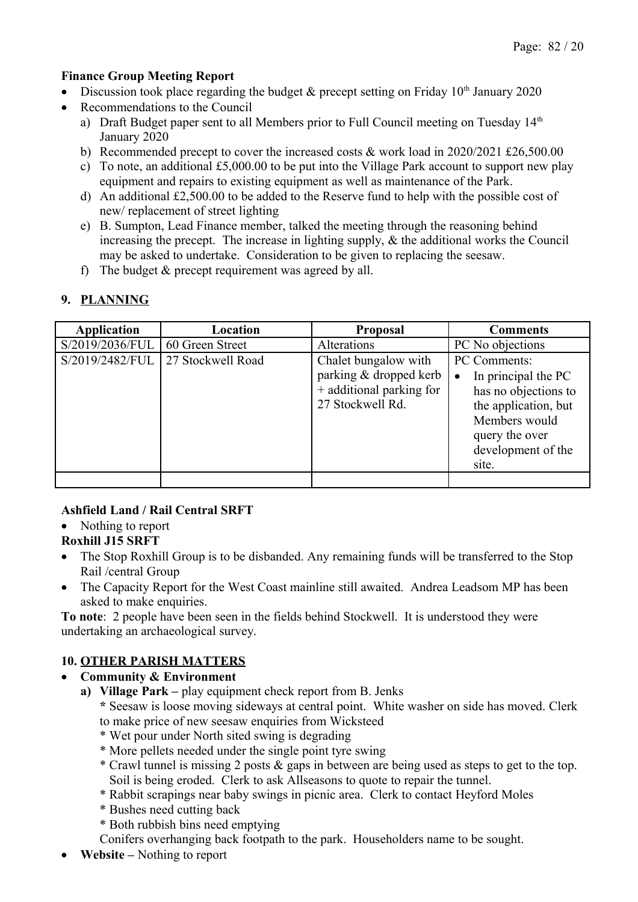**Finance Group Meeting Report**

- Discussion took place regarding the budget & precept setting on Friday 10th January 2020
- Recommendations to the Council
  a) Draft Budget paper sent to all Members prior to Full Council meeting on Tuesday 14th January 2020
  b) Recommended precept to cover the increased costs & work load in 2020/2021 £26,500.00
  c) To note, an additional £5,000.00 to be put into the Village Park account to support new play equipment and repairs to existing equipment as well as maintenance of the Park.
  d) An additional £2,500.00 to be added to the Reserve fund to help with the possible cost of new/ replacement of street lighting
  e) B. Sumpton, Lead Finance member, talked the meeting through the reasoning behind increasing the precept. The increase in lighting supply, & the additional works the Council may be asked to undertake. Consideration to be given to replacing the seesaw.
  f) The budget & precept requirement was agreed by all.

## 9. PLANNING

| Application | Location | Proposal | Comments |
|---|---|---|---|
| S/2019/2036/FUL | 60 Green Street | Alterations | PC No objections |
| S/2019/2482/FUL | 27 Stockwell Road | Chalet bungalow with parking & dropped kerb + additional parking for 27 Stockwell Rd. | PC Comments: • In principal the PC has no objections to the application, but Members would query the over development of the site. |
| | | | |

**Ashfield Land / Rail Central SRFT**

- Nothing to report

**Roxhill J15 SRFT**

- The Stop Roxhill Group is to be disbanded. Any remaining funds will be transferred to the Stop Rail /central Group
- The Capacity Report for the West Coast mainline still awaited. Andrea Leadsom MP has been asked to make enquiries.

**To note**: 2 people have been seen in the fields behind Stockwell. It is understood they were undertaking an archaeological survey.

## 10. OTHER PARISH MATTERS

- **Community & Environment**
  - **a) Village Park –** play equipment check report from B. Jenks
    * Seesaw is loose moving sideways at central point. White washer on side has moved. Clerk to make price of new seesaw enquiries from Wicksteed
    * Wet pour under North sited swing is degrading
    * More pellets needed under the single point tyre swing
    * Crawl tunnel is missing 2 posts & gaps in between are being used as steps to get to the top. Soil is being eroded. Clerk to ask Allseasons to quote to repair the tunnel.
    * Rabbit scrapings near baby swings in picnic area. Clerk to contact Heyford Moles
    * Bushes need cutting back
    * Both rubbish bins need emptying

    Conifers overhanging back footpath to the park. Householders name to be sought.
- **Website –** Nothing to report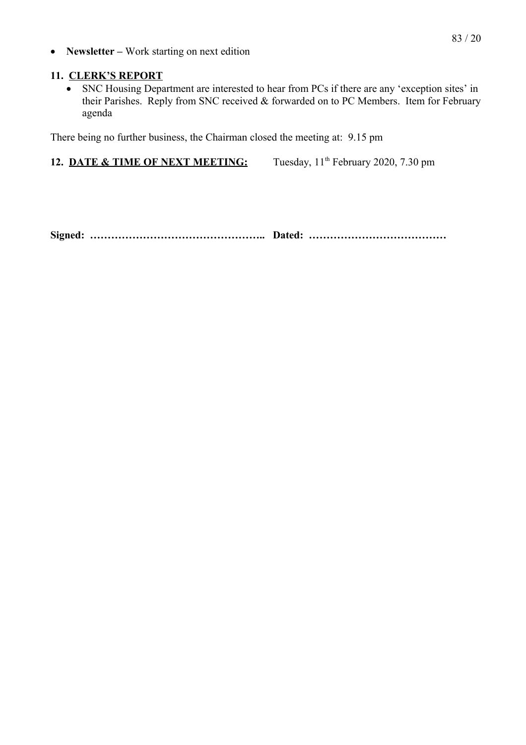- **Newsletter –** Work starting on next edition

## 11. CLERK'S REPORT

- SNC Housing Department are interested to hear from PCs if there are any 'exception sites' in their Parishes. Reply from SNC received & forwarded on to PC Members. Item for February agenda

There being no further business, the Chairman closed the meeting at: 9.15 pm

## 12. DATE & TIME OF NEXT MEETING: Tuesday, 11th February 2020, 7.30 pm

**Signed: ………………………………………….. Dated: …………………………………**